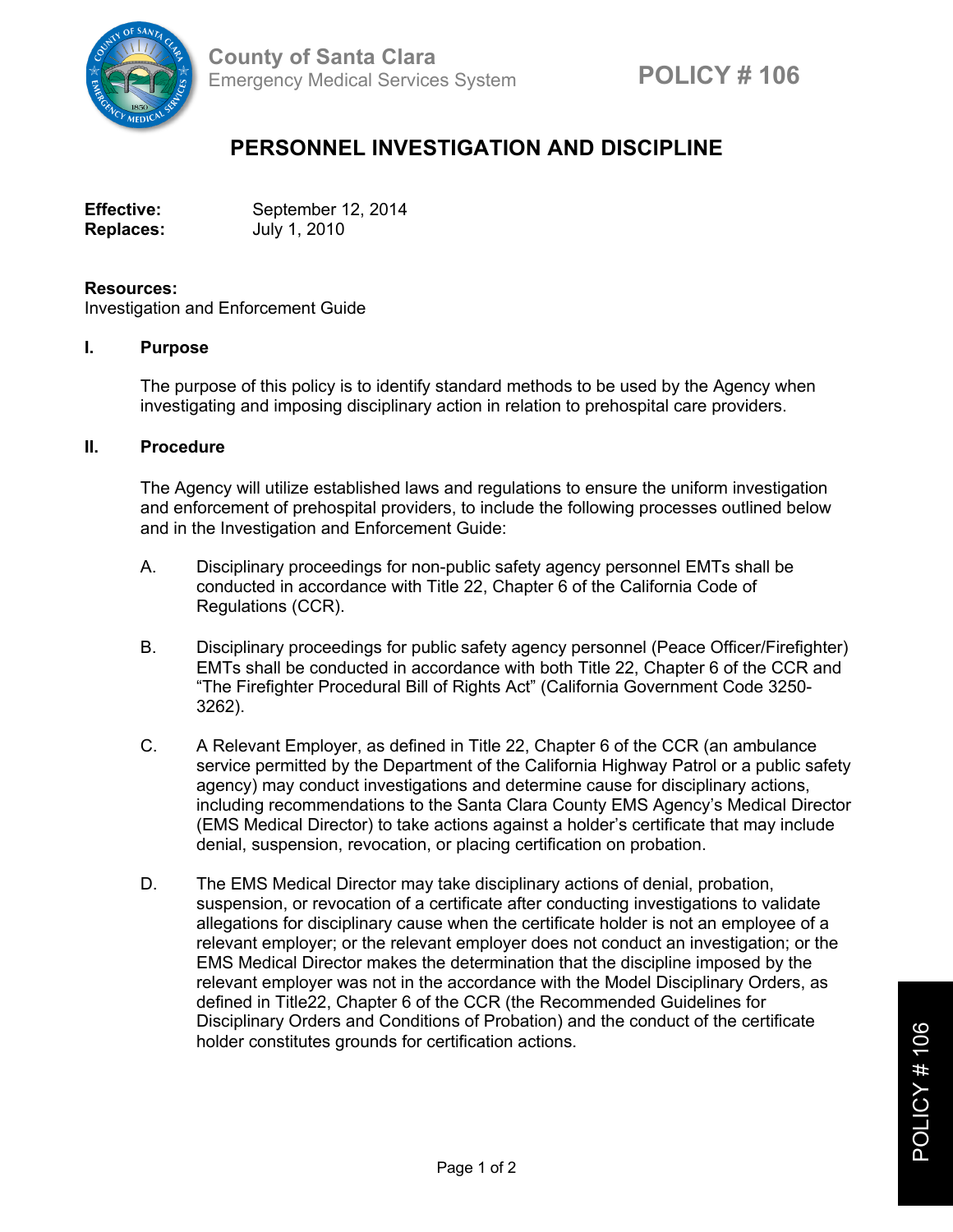County of Santa Clara
Emergency Medical Services System

**POLICY # 106**

# PERSONNEL INVESTIGATION AND DISCIPLINE

**Effective:** September 12, 2014
**Replaces:** July 1, 2010

**Resources:**
Investigation and Enforcement Guide

## I. Purpose

The purpose of this policy is to identify standard methods to be used by the Agency when investigating and imposing disciplinary action in relation to prehospital care providers.

## II. Procedure

The Agency will utilize established laws and regulations to ensure the uniform investigation and enforcement of prehospital providers, to include the following processes outlined below and in the Investigation and Enforcement Guide:

A. Disciplinary proceedings for non-public safety agency personnel EMTs shall be conducted in accordance with Title 22, Chapter 6 of the California Code of Regulations (CCR).

B. Disciplinary proceedings for public safety agency personnel (Peace Officer/Firefighter) EMTs shall be conducted in accordance with both Title 22, Chapter 6 of the CCR and "The Firefighter Procedural Bill of Rights Act" (California Government Code 3250-3262).

C. A Relevant Employer, as defined in Title 22, Chapter 6 of the CCR (an ambulance service permitted by the Department of the California Highway Patrol or a public safety agency) may conduct investigations and determine cause for disciplinary actions, including recommendations to the Santa Clara County EMS Agency's Medical Director (EMS Medical Director) to take actions against a holder's certificate that may include denial, suspension, revocation, or placing certification on probation.

D. The EMS Medical Director may take disciplinary actions of denial, probation, suspension, or revocation of a certificate after conducting investigations to validate allegations for disciplinary cause when the certificate holder is not an employee of a relevant employer; or the relevant employer does not conduct an investigation; or the EMS Medical Director makes the determination that the discipline imposed by the relevant employer was not in the accordance with the Model Disciplinary Orders, as defined in Title22, Chapter 6 of the CCR (the Recommended Guidelines for Disciplinary Orders and Conditions of Probation) and the conduct of the certificate holder constitutes grounds for certification actions.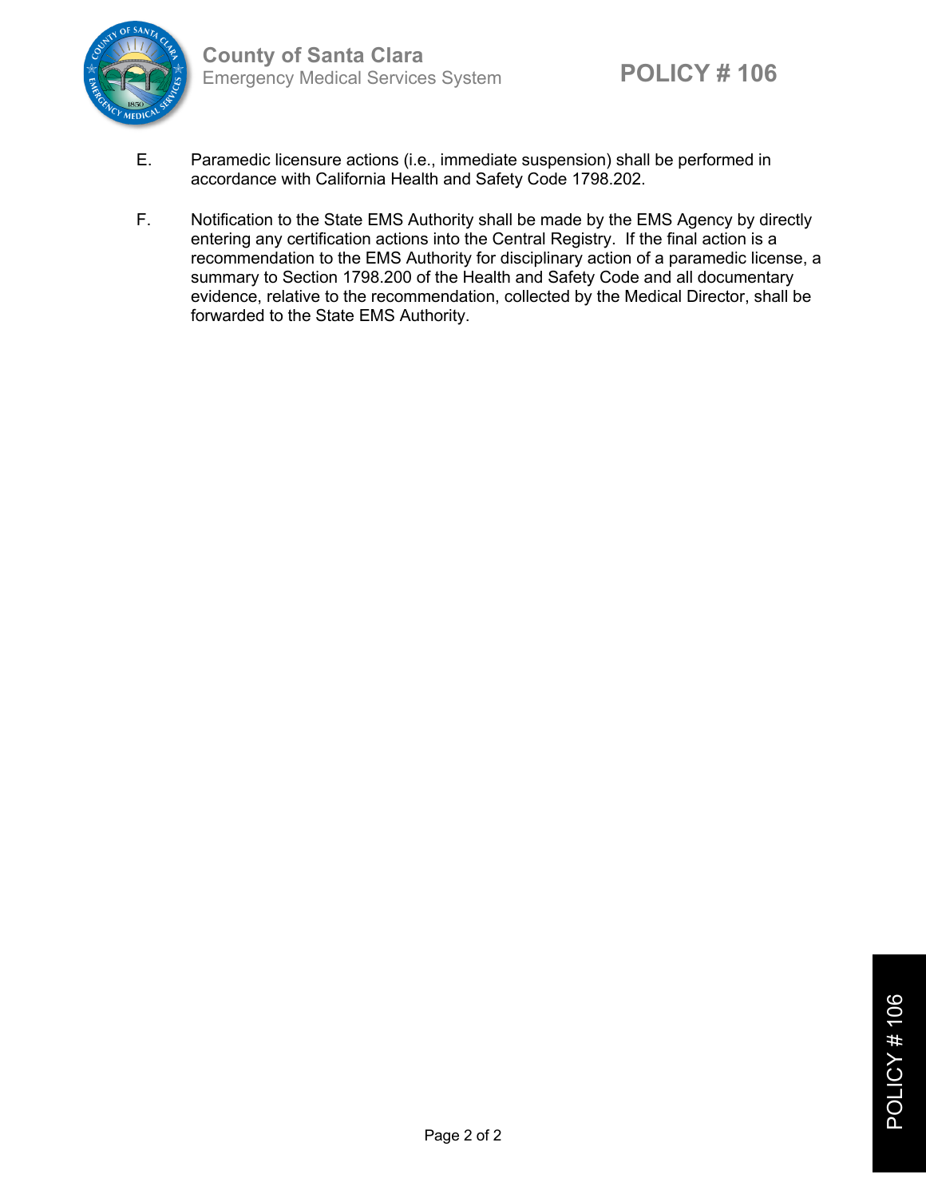E. Paramedic licensure actions (i.e., immediate suspension) shall be performed in accordance with California Health and Safety Code 1798.202.

F. Notification to the State EMS Authority shall be made by the EMS Agency by directly entering any certification actions into the Central Registry. If the final action is a recommendation to the EMS Authority for disciplinary action of a paramedic license, a summary to Section 1798.200 of the Health and Safety Code and all documentary evidence, relative to the recommendation, collected by the Medical Director, shall be forwarded to the State EMS Authority.